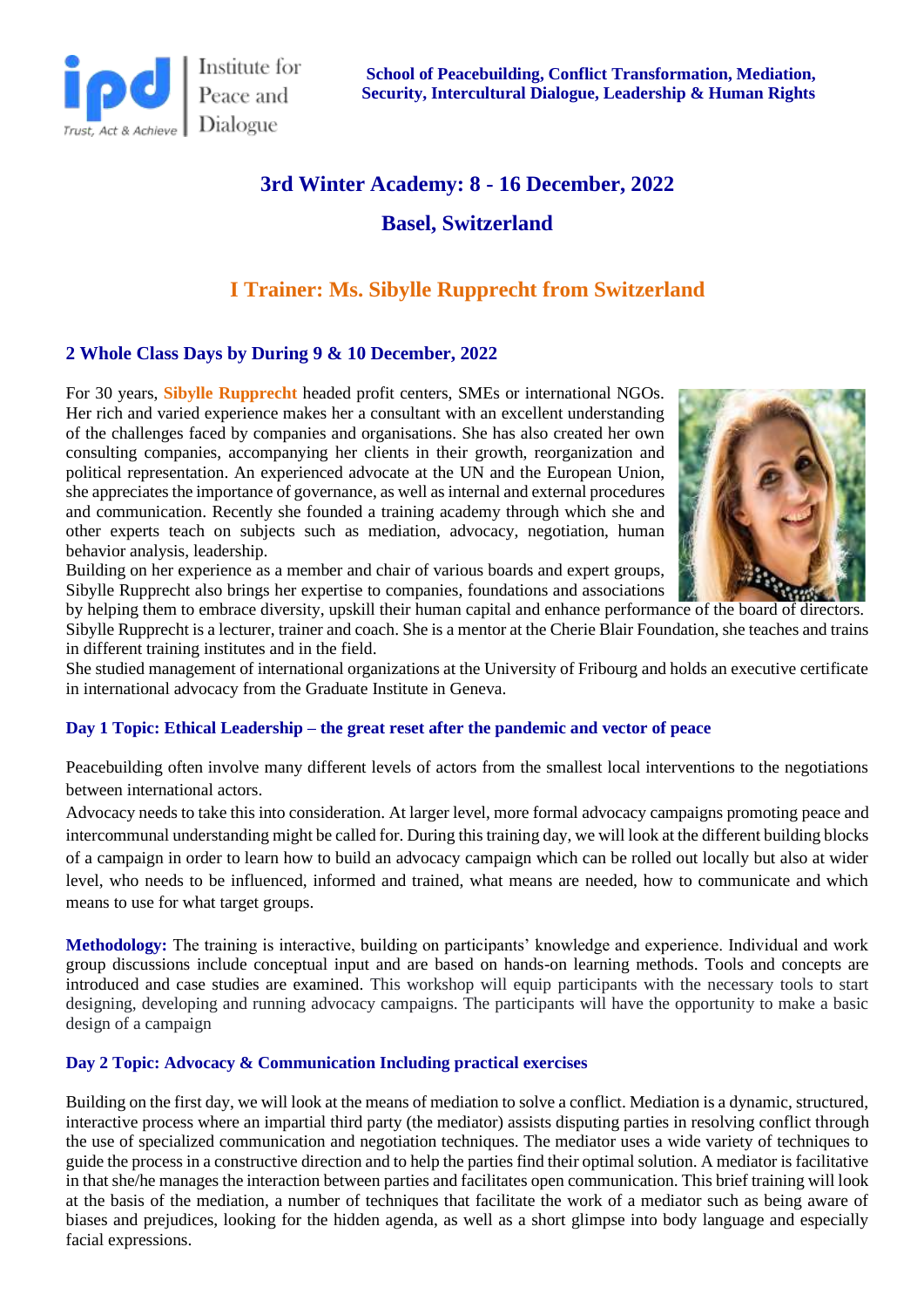Institute for Peace and Dialogue

Trust, Act & Achieve

**School of Peacebuilding, Conflict Transformation, Mediation, Security, Intercultural Dialogue, Leadership & Human Rights**

# 3rd Winter Academy: 8 - 16 December, 2022

# Basel, Switzerland

## I Trainer: Ms. Sibylle Rupprecht from Switzerland

### 2 Whole Class Days by During 9 & 10 December, 2022

For 30 years, **Sibylle Rupprecht** headed profit centers, SMEs or international NGOs. Her rich and varied experience makes her a consultant with an excellent understanding of the challenges faced by companies and organisations. She has also created her own consulting companies, accompanying her clients in their growth, reorganization and political representation. An experienced advocate at the UN and the European Union, she appreciates the importance of governance, as well as internal and external procedures and communication. Recently she founded a training academy through which she and other experts teach on subjects such as mediation, advocacy, negotiation, human behavior analysis, leadership.

Building on her experience as a member and chair of various boards and expert groups, Sibylle Rupprecht also brings her expertise to companies, foundations and associations by helping them to embrace diversity, upskill their human capital and enhance performance of the board of directors. Sibylle Rupprecht is a lecturer, trainer and coach. She is a mentor at the Cherie Blair Foundation, she teaches and trains in different training institutes and in the field.

She studied management of international organizations at the University of Fribourg and holds an executive certificate in international advocacy from the Graduate Institute in Geneva.

### Day 1 Topic: Ethical Leadership – the great reset after the pandemic and vector of peace

Peacebuilding often involve many different levels of actors from the smallest local interventions to the negotiations between international actors.

Advocacy needs to take this into consideration. At larger level, more formal advocacy campaigns promoting peace and intercommunal understanding might be called for. During this training day, we will look at the different building blocks of a campaign in order to learn how to build an advocacy campaign which can be rolled out locally but also at wider level, who needs to be influenced, informed and trained, what means are needed, how to communicate and which means to use for what target groups.

**Methodology:** The training is interactive, building on participants' knowledge and experience. Individual and work group discussions include conceptual input and are based on hands-on learning methods. Tools and concepts are introduced and case studies are examined. This workshop will equip participants with the necessary tools to start designing, developing and running advocacy campaigns. The participants will have the opportunity to make a basic design of a campaign

### Day 2 Topic: Advocacy & Communication Including practical exercises

Building on the first day, we will look at the means of mediation to solve a conflict. Mediation is a dynamic, structured, interactive process where an impartial third party (the mediator) assists disputing parties in resolving conflict through the use of specialized communication and negotiation techniques. The mediator uses a wide variety of techniques to guide the process in a constructive direction and to help the parties find their optimal solution. A mediator is facilitative in that she/he manages the interaction between parties and facilitates open communication. This brief training will look at the basis of the mediation, a number of techniques that facilitate the work of a mediator such as being aware of biases and prejudices, looking for the hidden agenda, as well as a short glimpse into body language and especially facial expressions.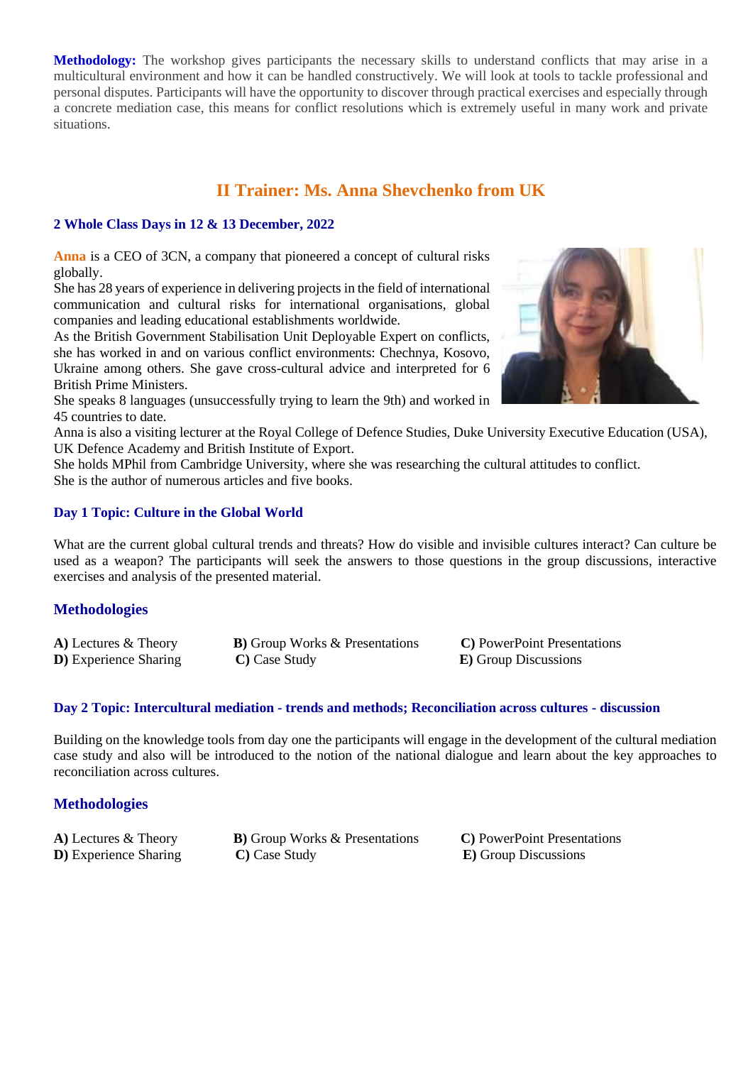**Methodology:** The workshop gives participants the necessary skills to understand conflicts that may arise in a multicultural environment and how it can be handled constructively. We will look at tools to tackle professional and personal disputes. Participants will have the opportunity to discover through practical exercises and especially through a concrete mediation case, this means for conflict resolutions which is extremely useful in many work and private situations.

## II Trainer: Ms. Anna Shevchenko from UK

### 2 Whole Class Days in 12 & 13 December, 2022

**Anna** is a CEO of 3CN, a company that pioneered a concept of cultural risks globally.
She has 28 years of experience in delivering projects in the field of international communication and cultural risks for international organisations, global companies and leading educational establishments worldwide.
As the British Government Stabilisation Unit Deployable Expert on conflicts, she has worked in and on various conflict environments: Chechnya, Kosovo, Ukraine among others. She gave cross-cultural advice and interpreted for 6 British Prime Ministers.
She speaks 8 languages (unsuccessfully trying to learn the 9th) and worked in 45 countries to date.
Anna is also a visiting lecturer at the Royal College of Defence Studies, Duke University Executive Education (USA), UK Defence Academy and British Institute of Export.
She holds MPhil from Cambridge University, where she was researching the cultural attitudes to conflict.
She is the author of numerous articles and five books.

### Day 1 Topic: Culture in the Global World

What are the current global cultural trends and threats? How do visible and invisible cultures interact? Can culture be used as a weapon? The participants will seek the answers to those questions in the group discussions, interactive exercises and analysis of the presented material.

### Methodologies

**A)** Lectures & Theory
**B)** Group Works & Presentations
**C)** PowerPoint Presentations
**D)** Experience Sharing
**C)** Case Study
**E)** Group Discussions

### Day 2 Topic: Intercultural mediation - trends and methods; Reconciliation across cultures - discussion

Building on the knowledge tools from day one the participants will engage in the development of the cultural mediation case study and also will be introduced to the notion of the national dialogue and learn about the key approaches to reconciliation across cultures.

### Methodologies

**A)** Lectures & Theory
**B)** Group Works & Presentations
**C)** PowerPoint Presentations
**D)** Experience Sharing
**C)** Case Study
**E)** Group Discussions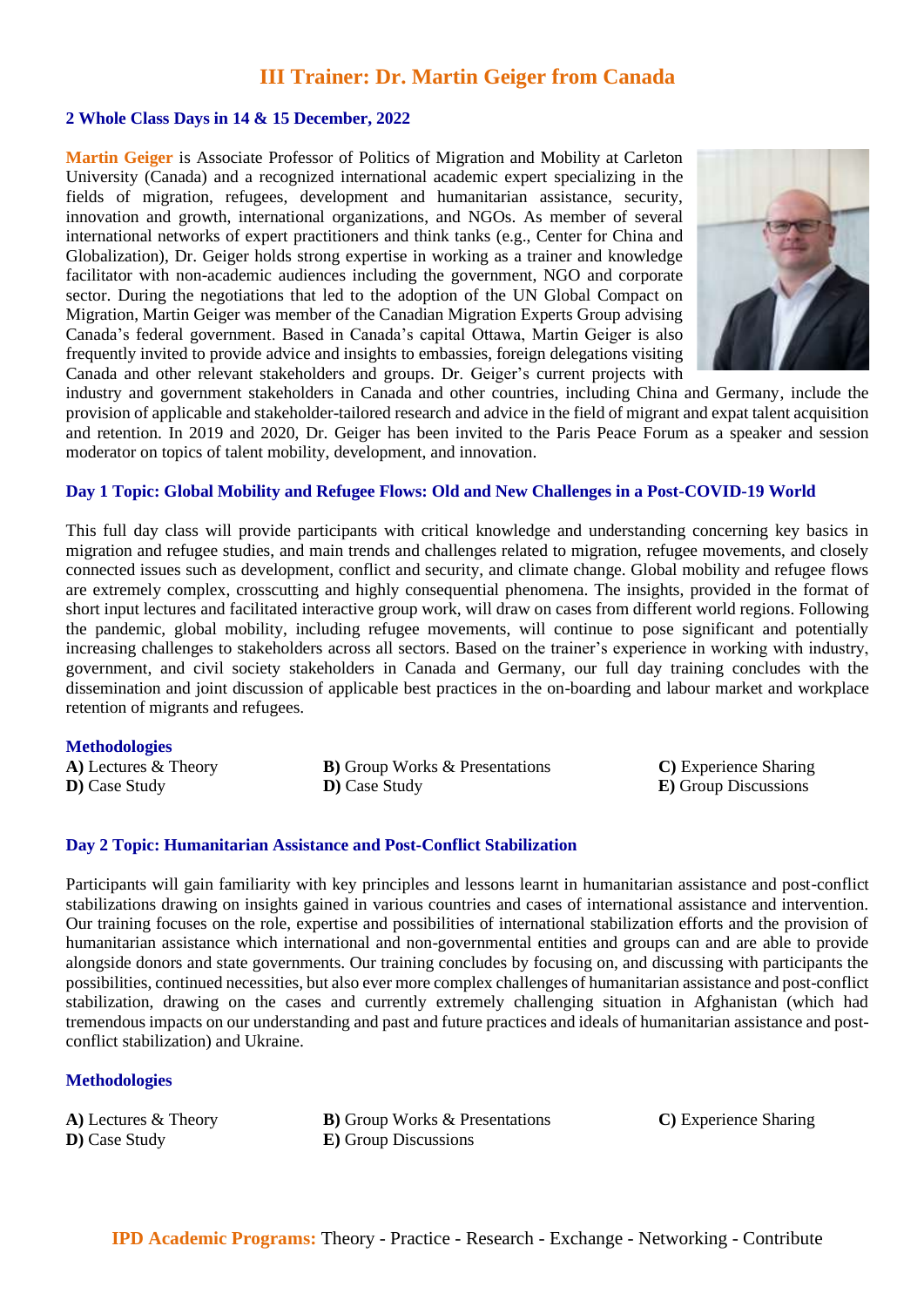## III Trainer: Dr. Martin Geiger from Canada

**2 Whole Class Days in 14 & 15 December, 2022**

**Martin Geiger** is Associate Professor of Politics of Migration and Mobility at Carleton University (Canada) and a recognized international academic expert specializing in the fields of migration, refugees, development and humanitarian assistance, security, innovation and growth, international organizations, and NGOs. As member of several international networks of expert practitioners and think tanks (e.g., Center for China and Globalization), Dr. Geiger holds strong expertise in working as a trainer and knowledge facilitator with non-academic audiences including the government, NGO and corporate sector. During the negotiations that led to the adoption of the UN Global Compact on Migration, Martin Geiger was member of the Canadian Migration Experts Group advising Canada's federal government. Based in Canada's capital Ottawa, Martin Geiger is also frequently invited to provide advice and insights to embassies, foreign delegations visiting Canada and other relevant stakeholders and groups. Dr. Geiger's current projects with industry and government stakeholders in Canada and other countries, including China and Germany, include the provision of applicable and stakeholder-tailored research and advice in the field of migrant and expat talent acquisition and retention. In 2019 and 2020, Dr. Geiger has been invited to the Paris Peace Forum as a speaker and session moderator on topics of talent mobility, development, and innovation.

### Day 1 Topic: Global Mobility and Refugee Flows: Old and New Challenges in a Post-COVID-19 World

This full day class will provide participants with critical knowledge and understanding concerning key basics in migration and refugee studies, and main trends and challenges related to migration, refugee movements, and closely connected issues such as development, conflict and security, and climate change. Global mobility and refugee flows are extremely complex, crosscutting and highly consequential phenomena. The insights, provided in the format of short input lectures and facilitated interactive group work, will draw on cases from different world regions. Following the pandemic, global mobility, including refugee movements, will continue to pose significant and potentially increasing challenges to stakeholders across all sectors. Based on the trainer's experience in working with industry, government, and civil society stakeholders in Canada and Germany, our full day training concludes with the dissemination and joint discussion of applicable best practices in the on-boarding and labour market and workplace retention of migrants and refugees.

**Methodologies**

**A)** Lectures & Theory
**B)** Group Works & Presentations
**C)** Experience Sharing
**D)** Case Study
**D)** Case Study
**E)** Group Discussions

### Day 2 Topic: Humanitarian Assistance and Post-Conflict Stabilization

Participants will gain familiarity with key principles and lessons learnt in humanitarian assistance and post-conflict stabilizations drawing on insights gained in various countries and cases of international assistance and intervention. Our training focuses on the role, expertise and possibilities of international stabilization efforts and the provision of humanitarian assistance which international and non-governmental entities and groups can and are able to provide alongside donors and state governments. Our training concludes by focusing on, and discussing with participants the possibilities, continued necessities, but also ever more complex challenges of humanitarian assistance and post-conflict stabilization, drawing on the cases and currently extremely challenging situation in Afghanistan (which had tremendous impacts on our understanding and past and future practices and ideals of humanitarian assistance and post-conflict stabilization) and Ukraine.

**Methodologies**

**A)** Lectures & Theory
**B)** Group Works & Presentations
**C)** Experience Sharing
**D)** Case Study
**E)** Group Discussions

**IPD Academic Programs:** Theory - Practice - Research - Exchange - Networking - Contribute